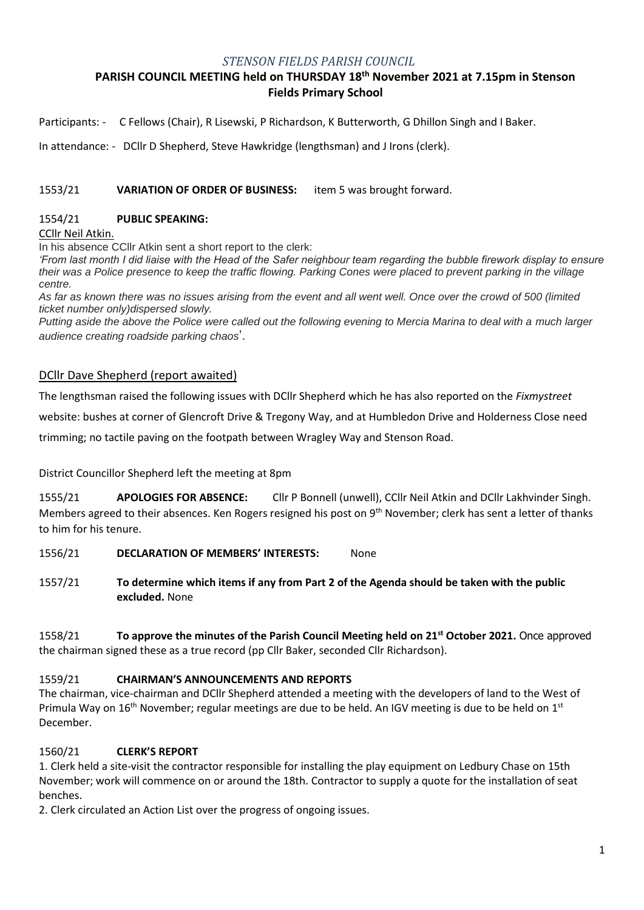*STENSON FIELDS PARISH COUNCIL*

**PARISH COUNCIL MEETING held on THURSDAY 18th November 2021 at 7.15pm in Stenson Fields Primary School**

Participants: - C Fellows (Chair), R Lisewski, P Richardson, K Butterworth, G Dhillon Singh and I Baker.

In attendance: - DCllr D Shepherd, Steve Hawkridge (lengthsman) and J Irons (clerk).

1553/21 **VARIATION OF ORDER OF BUSINESS:** item 5 was brought forward.

1554/21 **PUBLIC SPEAKING:**

CCllr Neil Atkin.

In his absence CCllr Atkin sent a short report to the clerk:

*'From last month I did liaise with the Head of the Safer neighbour team regarding the bubble firework display to ensure their was a Police presence to keep the traffic flowing. Parking Cones were placed to prevent parking in the village centre.*

*As far as known there was no issues arising from the event and all went well. Once over the crowd of 500 (limited ticket number only)dispersed slowly.*

*Putting aside the above the Police were called out the following evening to Mercia Marina to deal with a much larger audience creating roadside parking chaos*'.

DCllr Dave Shepherd (report awaited)

The lengthsman raised the following issues with DCllr Shepherd which he has also reported on the *Fixmystreet* website: bushes at corner of Glencroft Drive & Tregony Way, and at Humbledon Drive and Holderness Close need trimming; no tactile paving on the footpath between Wragley Way and Stenson Road.

District Councillor Shepherd left the meeting at 8pm

1555/21 **APOLOGIES FOR ABSENCE:** Cllr P Bonnell (unwell), CCllr Neil Atkin and DCllr Lakhvinder Singh. Members agreed to their absences. Ken Rogers resigned his post on 9th November; clerk has sent a letter of thanks to him for his tenure.

1556/21 **DECLARATION OF MEMBERS' INTERESTS:** None

1557/21 **To determine which items if any from Part 2 of the Agenda should be taken with the public excluded.** None

1558/21 **To approve the minutes of the Parish Council Meeting held on 21st October 2021.** Once approved the chairman signed these as a true record (pp Cllr Baker, seconded Cllr Richardson).

1559/21 **CHAIRMAN'S ANNOUNCEMENTS AND REPORTS**

The chairman, vice-chairman and DCllr Shepherd attended a meeting with the developers of land to the West of Primula Way on 16th November; regular meetings are due to be held. An IGV meeting is due to be held on 1st December.

1560/21 **CLERK'S REPORT**

1. Clerk held a site-visit the contractor responsible for installing the play equipment on Ledbury Chase on 15th November; work will commence on or around the 18th. Contractor to supply a quote for the installation of seat benches.
2. Clerk circulated an Action List over the progress of ongoing issues.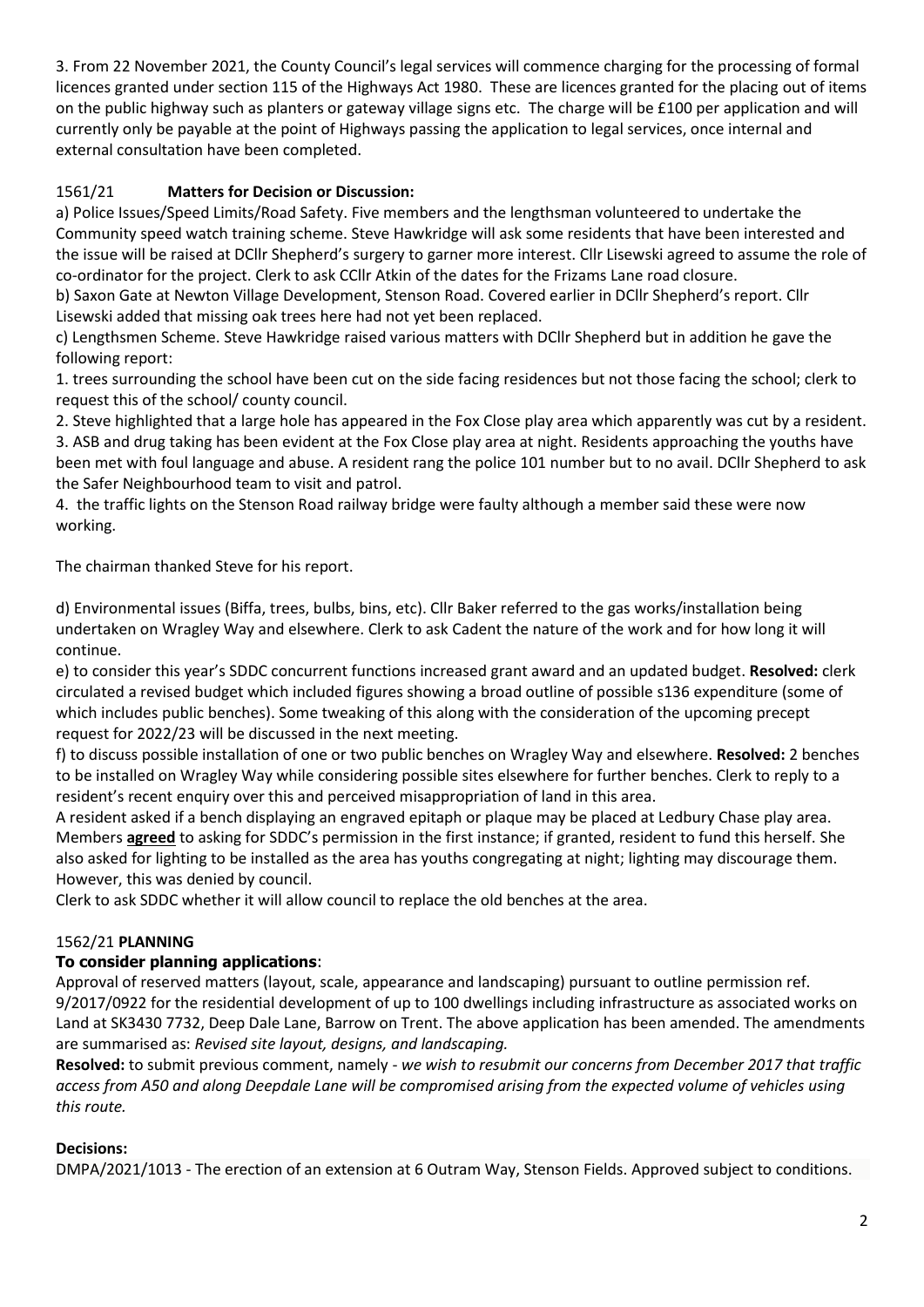3. From 22 November 2021, the County Council's legal services will commence charging for the processing of formal licences granted under section 115 of the Highways Act 1980. These are licences granted for the placing out of items on the public highway such as planters or gateway village signs etc. The charge will be £100 per application and will currently only be payable at the point of Highways passing the application to legal services, once internal and external consultation have been completed.

1561/21 **Matters for Decision or Discussion:**

a) Police Issues/Speed Limits/Road Safety. Five members and the lengthsman volunteered to undertake the Community speed watch training scheme. Steve Hawkridge will ask some residents that have been interested and the issue will be raised at DCllr Shepherd's surgery to garner more interest. Cllr Lisewski agreed to assume the role of co-ordinator for the project. Clerk to ask CCllr Atkin of the dates for the Frizams Lane road closure.

b) Saxon Gate at Newton Village Development, Stenson Road. Covered earlier in DCllr Shepherd's report. Cllr Lisewski added that missing oak trees here had not yet been replaced.

c) Lengthsmen Scheme. Steve Hawkridge raised various matters with DCllr Shepherd but in addition he gave the following report:

1. trees surrounding the school have been cut on the side facing residences but not those facing the school; clerk to request this of the school/ county council.
2. Steve highlighted that a large hole has appeared in the Fox Close play area which apparently was cut by a resident.
3. ASB and drug taking has been evident at the Fox Close play area at night. Residents approaching the youths have been met with foul language and abuse. A resident rang the police 101 number but to no avail. DCllr Shepherd to ask the Safer Neighbourhood team to visit and patrol.
4. the traffic lights on the Stenson Road railway bridge were faulty although a member said these were now working.

The chairman thanked Steve for his report.

d) Environmental issues (Biffa, trees, bulbs, bins, etc). Cllr Baker referred to the gas works/installation being undertaken on Wragley Way and elsewhere. Clerk to ask Cadent the nature of the work and for how long it will continue.

e) to consider this year's SDDC concurrent functions increased grant award and an updated budget. **Resolved:** clerk circulated a revised budget which included figures showing a broad outline of possible s136 expenditure (some of which includes public benches). Some tweaking of this along with the consideration of the upcoming precept request for 2022/23 will be discussed in the next meeting.

f) to discuss possible installation of one or two public benches on Wragley Way and elsewhere. **Resolved:** 2 benches to be installed on Wragley Way while considering possible sites elsewhere for further benches. Clerk to reply to a resident's recent enquiry over this and perceived misappropriation of land in this area.

A resident asked if a bench displaying an engraved epitaph or plaque may be placed at Ledbury Chase play area. Members **agreed** to asking for SDDC's permission in the first instance; if granted, resident to fund this herself. She also asked for lighting to be installed as the area has youths congregating at night; lighting may discourage them. However, this was denied by council.

Clerk to ask SDDC whether it will allow council to replace the old benches at the area.

1562/21 **PLANNING**

**To consider planning applications**:

Approval of reserved matters (layout, scale, appearance and landscaping) pursuant to outline permission ref. 9/2017/0922 for the residential development of up to 100 dwellings including infrastructure as associated works on Land at SK3430 7732, Deep Dale Lane, Barrow on Trent. The above application has been amended. The amendments are summarised as: *Revised site layout, designs, and landscaping.*

**Resolved:** to submit previous comment, namely - *we wish to resubmit our concerns from December 2017 that traffic access from A50 and along Deepdale Lane will be compromised arising from the expected volume of vehicles using this route.*

**Decisions:**

DMPA/2021/1013 - The erection of an extension at 6 Outram Way, Stenson Fields. Approved subject to conditions.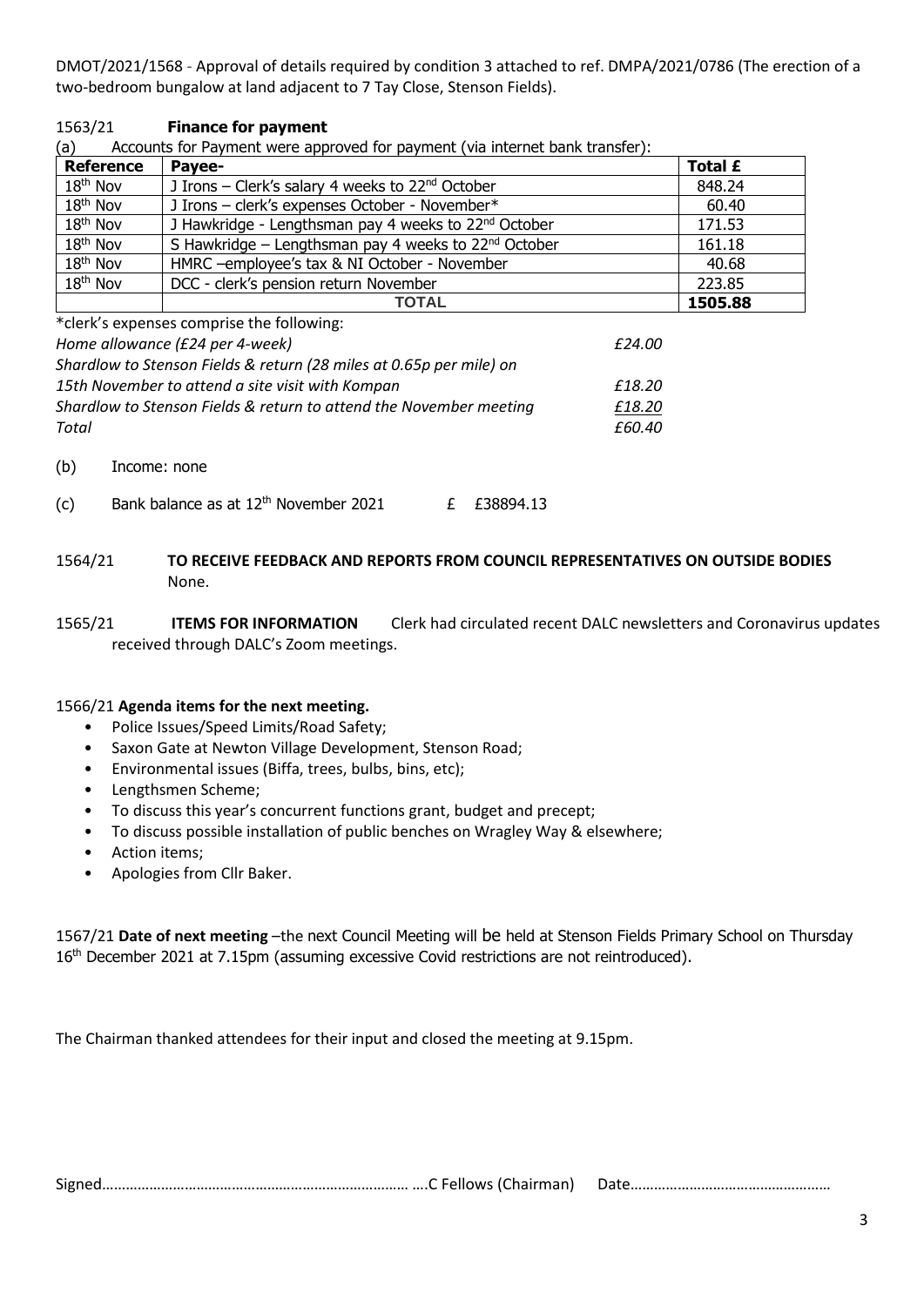DMOT/2021/1568 - Approval of details required by condition 3 attached to ref. DMPA/2021/0786 (The erection of a two-bedroom bungalow at land adjacent to 7 Tay Close, Stenson Fields).

1563/21 **Finance for payment**

(a) Accounts for Payment were approved for payment (via internet bank transfer):

| Reference | Payee- | Total £ |
|---|---|---|
| 18th Nov | J Irons – Clerk's salary 4 weeks to 22nd October | 848.24 |
| 18th Nov | J Irons – clerk's expenses October - November* | 60.40 |
| 18th Nov | J Hawkridge - Lengthsman pay 4 weeks to 22nd October | 171.53 |
| 18th Nov | S Hawkridge – Lengthsman pay 4 weeks to 22nd October | 161.18 |
| 18th Nov | HMRC –employee's tax & NI October - November | 40.68 |
| 18th Nov | DCC - clerk's pension return November | 223.85 |
| | **TOTAL** | **1505.88** |

*clerk's expenses comprise the following:

| | |
|---|---|
| *Home allowance (£24 per 4-week)* | *£24.00* |
| *Shardlow to Stenson Fields & return (28 miles at 0.65p per mile) on 15th November to attend a site visit with Kompan* | *£18.20* |
| *Shardlow to Stenson Fields & return to attend the November meeting* | *£18.20* |
| *Total* | *£60.40* |

(b) Income: none

(c) Bank balance as at 12th November 2021 £ £38894.13

1564/21 **TO RECEIVE FEEDBACK AND REPORTS FROM COUNCIL REPRESENTATIVES ON OUTSIDE BODIES** None.

1565/21 **ITEMS FOR INFORMATION** Clerk had circulated recent DALC newsletters and Coronavirus updates received through DALC's Zoom meetings.

1566/21 **Agenda items for the next meeting.**

- Police Issues/Speed Limits/Road Safety;
- Saxon Gate at Newton Village Development, Stenson Road;
- Environmental issues (Biffa, trees, bulbs, bins, etc);
- Lengthsmen Scheme;
- To discuss this year's concurrent functions grant, budget and precept;
- To discuss possible installation of public benches on Wragley Way & elsewhere;
- Action items;
- Apologies from Cllr Baker.

1567/21 **Date of next meeting** –the next Council Meeting will be held at Stenson Fields Primary School on Thursday 16th December 2021 at 7.15pm (assuming excessive Covid restrictions are not reintroduced).

The Chairman thanked attendees for their input and closed the meeting at 9.15pm.

Signed………………………………………………………………… ….C Fellows (Chairman) Date…………………………………………